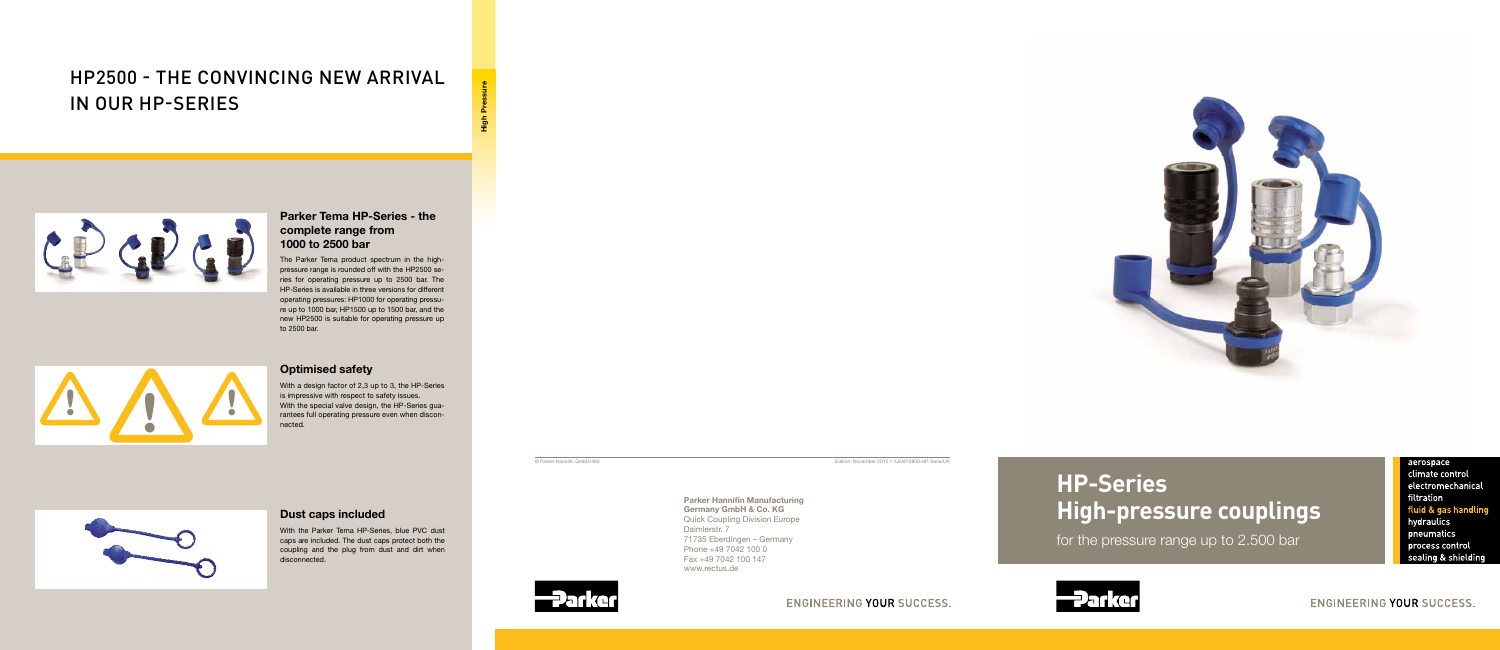# HP2500 - THE CONVINCING NEW ARRIVAL IN OUR HP-SERIES

High Pressure

### Parker Tema HP-Series - the complete range from 1000 to 2500 bar

The Parker Tema product spectrum in the high-pressure range is rounded off with the HP2500 series for operating pressure up to 2500 bar. The HP-Series is available in three versions for different operating pressures: HP1000 for operating pressure up to 1000 bar, HP1500 up to 1500 bar, and the new HP2500 is suitable for operating pressure up to 2500 bar.

### Optimised safety

With a design factor of 2,3 up to 3, the HP-Series is impressive with respect to safety issues.
With the special valve design, the HP-Series guarantees full operating pressure even when disconnected.

### Dust caps included

With the Parker Tema HP-Series, blue PVC dust caps are included. The dust caps protect both the coupling and the plug from dust and dirt when disconnected.

© Parker Hannifin GmbH 2015    Edition: November 2015 1.JLEAF/3800-HP-Serie/UK

**Parker Hannifin Manufacturing Germany GmbH & Co. KG**
Quick Coupling Division Europe
Daimlerstr. 7
71735 Eberdingen – Germany
Phone +49 7042 100 0
Fax +49 7042 100 147
www.rectus.de

Parker

ENGINEERING YOUR SUCCESS.

# HP-Series High-pressure couplings

for the pressure range up to 2.500 bar

aerospace
climate control
electromechanical
filtration
fluid & gas handling
hydraulics
pneumatics
process control
sealing & shielding

Parker

ENGINEERING YOUR SUCCESS.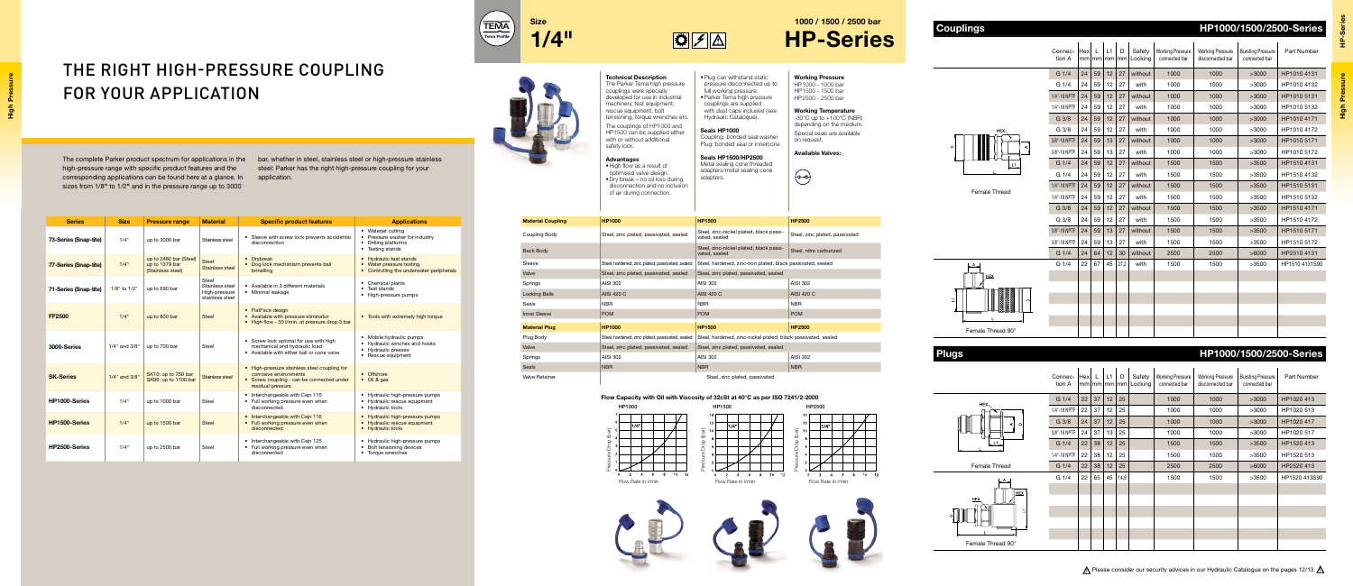# THE RIGHT HIGH-PRESSURE COUPLING FOR YOUR APPLICATION

The complete Parker product spectrum for applications in the high-pressure range with specific product features and the corresponding applications can be found here at a glance. In sizes from 1/8" to 1/2" and in the pressure range up to 3000 bar, whether in steel, stainless steel or high-pressure stainless steel: Parker has the right high-pressure coupling for your application.

| Series | Size | Pressure range | Material | Specific product features | Applications |
|---|---|---|---|---|---|
| 73-Series (Snap-tite) | 1/4" | up to 3000 bar | Stainless steel | • Sleeve with screw lock prevents accidental disconnection | • Waterjet cutting<br>• Pressure washer for industry<br>• Drilling platforms<br>• Testing stands |
| 77-Series (Snap-tite) | 1/4" | up to 2482 bar (Steel) up to 1379 bar (Stainless steel) | Steel<br>Stainless steel | • Drybreak<br>• Dog lock mechanism prevents ball brinelling | • Hydraulic test stands<br>• Water pressure testing<br>• Controlling the underwater peripherals |
| 71-Series (Snap-tite) | 1/8" to 1/2" | up to 690 bar | Steel<br>Stainless steel<br>High-pressure stainless steel | • Available in 3 different materials<br>• Minimal leakage | • Chemical plants<br>• Test stands<br>• High-pressure pumps |
| FF2500 | 1/4" | up to 800 bar | Steel | • FlatFace design<br>• Available with pressure eliminator<br>• High flow - 30 l/min. at pressure drop 3 bar | • Tools with extremely high torque |
| 3000-Series | 1/4" and 3/8" | up to 700 bar | Steel | • Screw lock optimal for use with high mechanical and hydraulic load<br>• Available with either ball or cone valve | • Mobile hydraulic pumps<br>• Hydraulic winches and hoists<br>• Hydraulic presses<br>• Rescue equipment |
| SK-Series | 1/4" and 3/8" | SK10: up to 750 bar<br>SK06: up to 1100 bar | Stainless steel | • High-pressure stainless steel coupling for corrosive environments<br>• Screw coupling - can be connected under residual pressure | • Offshore<br>• Oil & gas |
| HP1000-Series | 1/4" | up to 1000 bar | Steel | • Interchangeable with Cejn 115<br>• Full working pressure even when disconnected | • Hydraulic high-pressure pumps<br>• Hydraulic rescue equipment<br>• Hydraulic tools |
| HP1500-Series | 1/4" | up to 1500 bar | Steel | • Interchangeable with Cejn 116<br>• Full working pressure even when disconnected | • Hydraulic high-pressure pumps<br>• Hydraulic rescue equipment<br>• Hydraulic tools |
| HP2500-Series | 1/4" | up to 2500 bar | Steel | • Interchangeable with Cejn 125<br>• Full working pressure even when disconnected | • Hydraulic high-pressure pumps<br>• Bolt tensioning devices<br>• Torque wrenches |

## Size 1/4"

## 1000 / 1500 / 2500 bar HP-Series

**Technical Description**
The Parker Tema high pressure couplings were specially developed for use in industrial machinery, test equipment, rescue equipment, bolt tensioning, torque wrenches etc.
The couplings of HP1000 and HP1500 can be supplied either with or without additional safety lock.

**Advantages**
- High flow as a result of optimised valve design.
- Dry break – no oil loss during disconnection and no inclusion of air during connection.
- Plug can withstand static pressure disconnected up to full working pressure.
- Parker Tema high pressure couplings are supplied with dust caps inclusive (see Hydraulic Catalogue).

**Seals HP1000**
Coupling: bonded seal washer
Plug: bonded seal or innercone

**Seals HP1500/HP2500**
Metal sealing cone threaded adapters/metal sealing cone adapters.

**Working Pressure**
HP1000 - 1000 bar
HP1500 - 1500 bar
HP2500 - 2500 bar

**Working Temperature**
-30°C up to +100°C (NBR) depending on the medium.
Special seals are available on request.

**Available Valves:**

| Material Coupling | HP1000 | HP1500 | HP2500 |
|---|---|---|---|
| Coupling Body | Steel, zinc plated, passivated, sealed | Steel, zinc-nickel plated, black passivated, sealed | Steel, zinc plated, passivated |
| Back Body | | Steel, zinc-nickel plated, black passivated, sealed | Steel, nitro carburized |
| Sleeve | Steel, hardened, zinc plated, passivated, sealed | Steel, hardened, zinc-iron plated, black passivated, sealed | |
| Valve | Steel, zinc plated, passivated, sealed | Steel, zinc plated, passivated, sealed | |
| Springs | AISI 302 | AISI 302 | AISI 302 |
| Locking Balls | AISI 420 C | AISI 420 C | AISI 420 C |
| Seals | NBR | NBR | NBR |
| Inner Sleeve | POM | POM | POM |
| **Material Plug** | **HP1000** | **HP1500** | **HP2500** |
| Plug Body | Steel, hardened, zinc plated, passivated, sealed | Steel, hardened, zinc-nickel plated, black passivated, sealed | |
| Valve | Steel, zinc plated, passivated, sealed | Steel, zinc plated, passivated, sealed | |
| Springs | AISI 302 | AISI 302 | AISI 302 |
| Seals | NBR | NBR | NBR |
| Valve Retainer | | Steel, zinc plated, passivated | |

**Flow Capacity with Oil with Viscosity of 32cSt at 40°C as per ISO 7241/2-2000**

HP1000 — 1/4" — Pressure Drop (bar) — Flow Rate in l/min
HP1500 — 1/4" — Pressure Drop (bar) — Flow Rate in l/min
HP2500 — 1/4" — Pressure Drop (bar) — Flow Rate in l/min

## Couplings — HP1000/1500/2500-Series

| Connection A | Hex mm | L mm | L1 mm | D mm | Safety Locking | Working Pressure connected bar | Working Pressure disconnected bar | Bursting Pressure connected bar | Part Number |
|---|---|---|---|---|---|---|---|---|---|
| G 1/4 | 24 | 59 | 12 | 27 | without | 1000 | 1000 | >3000 | HP1010 4131 |
| G 1/4 | 24 | 59 | 12 | 27 | with | 1000 | 1000 | >3000 | HP1010 4132 |
| 1/4"-18 NPTF | 24 | 59 | 12 | 27 | without | 1000 | 1000 | >3000 | HP1010 5131 |
| 1/4"-18 NPTF | 24 | 59 | 12 | 27 | with | 1000 | 1000 | >3000 | HP1010 5132 |
| G 3/8 | 24 | 59 | 12 | 27 | without | 1000 | 1000 | >3000 | HP1010 4171 |
| G 3/8 | 24 | 59 | 12 | 27 | with | 1000 | 1000 | >3000 | HP1010 4172 |
| 3/8"-18 NPTF | 24 | 59 | 13 | 27 | without | 1000 | 1000 | >3000 | HP1010 5171 |
| 3/8"-18 NPTF | 24 | 59 | 13 | 27 | with | 1000 | 1000 | >3000 | HP1010 5172 |
| G 1/4 | 24 | 59 | 12 | 27 | without | 1500 | 1500 | >3500 | HP1510 4131 |
| G 1/4 | 24 | 59 | 12 | 27 | with | 1500 | 1500 | >3500 | HP1510 4132 |
| 1/4"-18 NPTF | 24 | 59 | 12 | 27 | without | 1500 | 1500 | >3500 | HP1510 5131 |
| 1/4"-18 NPTF | 24 | 59 | 12 | 27 | with | 1500 | 1500 | >3500 | HP1510 5132 |
| G 3/8 | 24 | 59 | 12 | 27 | without | 1500 | 1500 | >3500 | HP1510 4171 |
| G 3/8 | 24 | 59 | 12 | 27 | with | 1500 | 1500 | >3500 | HP1510 4172 |
| 3/8"-18 NPTF | 24 | 59 | 13 | 27 | without | 1500 | 1500 | >3500 | HP1510 5171 |
| 3/8"-18 NPTF | 24 | 59 | 13 | 27 | with | 1500 | 1500 | >3500 | HP1510 5172 |
| G 1/4 | 24 | 64 | 12 | 30 | without | 2500 | 2500 | >6000 | HP2510 4131 |
| G 1/4 | 22 | 67 | 45 | 27,2 | with | 1500 | 1500 | >3500 | HP1510 4131S90 |

Female Thread

Female Thread 90°

## Plugs — HP1000/1500/2500-Series

| Connection A | Hex mm | L mm | L1 mm | D mm | Safety Locking | Working Pressure connected bar | Working Pressure disconnected bar | Bursting Pressure connected bar | Part Number |
|---|---|---|---|---|---|---|---|---|---|
| G 1/4 | 22 | 37 | 12 | 25 | | 1000 | 1000 | >3000 | HP1020 413 |
| 1/4"-18 NPTF | 22 | 37 | 12 | 25 | | 1000 | 1000 | >3000 | HP1020 513 |
| G 3/8 | 24 | 37 | 12 | 25 | | 1000 | 1000 | >3000 | HP1020 417 |
| 3/8"-18 NPTF | 24 | 37 | 13 | 25 | | 1000 | 1000 | >3000 | HP1020 517 |
| G 1/4 | 22 | 38 | 12 | 25 | | 1500 | 1500 | >3500 | HP1520 413 |
| 1/4"-18 NPTF | 22 | 38 | 12 | 25 | | 1500 | 1500 | >3500 | HP1520 513 |
| G 1/4 | 22 | 38 | 12 | 25 | | 2500 | 2500 | >6000 | HP2520 413 |
| G 1/4 | 22 | 65 | 45 | 14,9 | | 1500 | 1500 | >3500 | HP1520 413S90 |

Female Thread

Female Thread 90°

⚠ Please consider our security advices in our Hydraulic Catalogue on the pages 12/13. ⚠